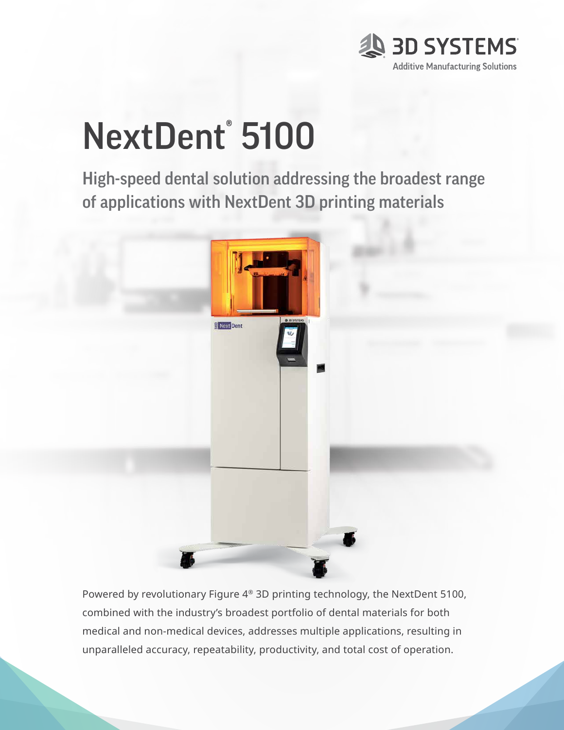3D SYSTEMS
Additive Manufacturing Solutions

# NextDent® 5100

## High-speed dental solution addressing the broadest range of applications with NextDent 3D printing materials

Powered by revolutionary Figure 4® 3D printing technology, the NextDent 5100, combined with the industry's broadest portfolio of dental materials for both medical and non-medical devices, addresses multiple applications, resulting in unparalleled accuracy, repeatability, productivity, and total cost of operation.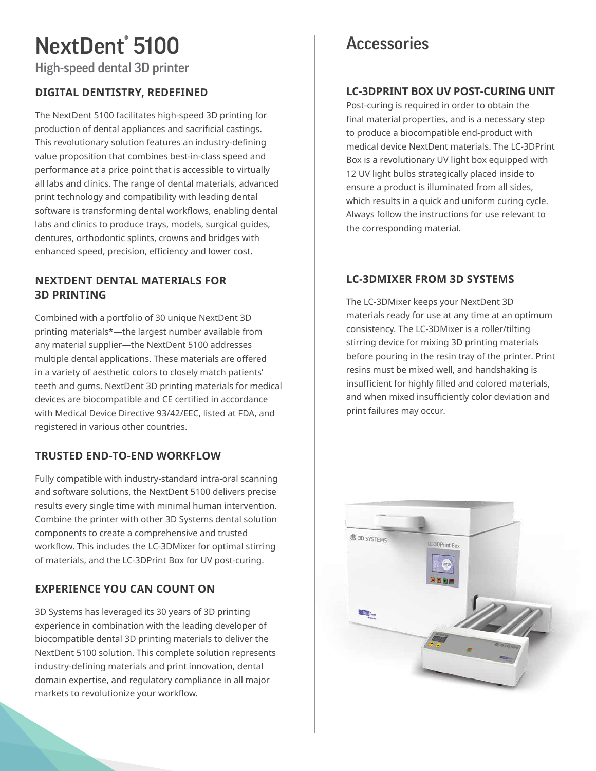# NextDent® 5100

## High-speed dental 3D printer

### DIGITAL DENTISTRY, REDEFINED

The NextDent 5100 facilitates high-speed 3D printing for production of dental appliances and sacrificial castings. This revolutionary solution features an industry-defining value proposition that combines best-in-class speed and performance at a price point that is accessible to virtually all labs and clinics. The range of dental materials, advanced print technology and compatibility with leading dental software is transforming dental workflows, enabling dental labs and clinics to produce trays, models, surgical guides, dentures, orthodontic splints, crowns and bridges with enhanced speed, precision, efficiency and lower cost.

### NEXTDENT DENTAL MATERIALS FOR 3D PRINTING

Combined with a portfolio of 30 unique NextDent 3D printing materials*—the largest number available from any material supplier—the NextDent 5100 addresses multiple dental applications. These materials are offered in a variety of aesthetic colors to closely match patients' teeth and gums. NextDent 3D printing materials for medical devices are biocompatible and CE certified in accordance with Medical Device Directive 93/42/EEC, listed at FDA, and registered in various other countries.

### TRUSTED END-TO-END WORKFLOW

Fully compatible with industry-standard intra-oral scanning and software solutions, the NextDent 5100 delivers precise results every single time with minimal human intervention. Combine the printer with other 3D Systems dental solution components to create a comprehensive and trusted workflow. This includes the LC-3DMixer for optimal stirring of materials, and the LC-3DPrint Box for UV post-curing.

### EXPERIENCE YOU CAN COUNT ON

3D Systems has leveraged its 30 years of 3D printing experience in combination with the leading developer of biocompatible dental 3D printing materials to deliver the NextDent 5100 solution. This complete solution represents industry-defining materials and print innovation, dental domain expertise, and regulatory compliance in all major markets to revolutionize your workflow.

## Accessories

### LC-3DPRINT BOX UV POST-CURING UNIT

Post-curing is required in order to obtain the final material properties, and is a necessary step to produce a biocompatible end-product with medical device NextDent materials. The LC-3DPrint Box is a revolutionary UV light box equipped with 12 UV light bulbs strategically placed inside to ensure a product is illuminated from all sides, which results in a quick and uniform curing cycle. Always follow the instructions for use relevant to the corresponding material.

### LC-3DMIXER FROM 3D SYSTEMS

The LC-3DMixer keeps your NextDent 3D materials ready for use at any time at an optimum consistency. The LC-3DMixer is a roller/tilting stirring device for mixing 3D printing materials before pouring in the resin tray of the printer. Print resins must be mixed well, and handshaking is insufficient for highly filled and colored materials, and when mixed insufficiently color deviation and print failures may occur.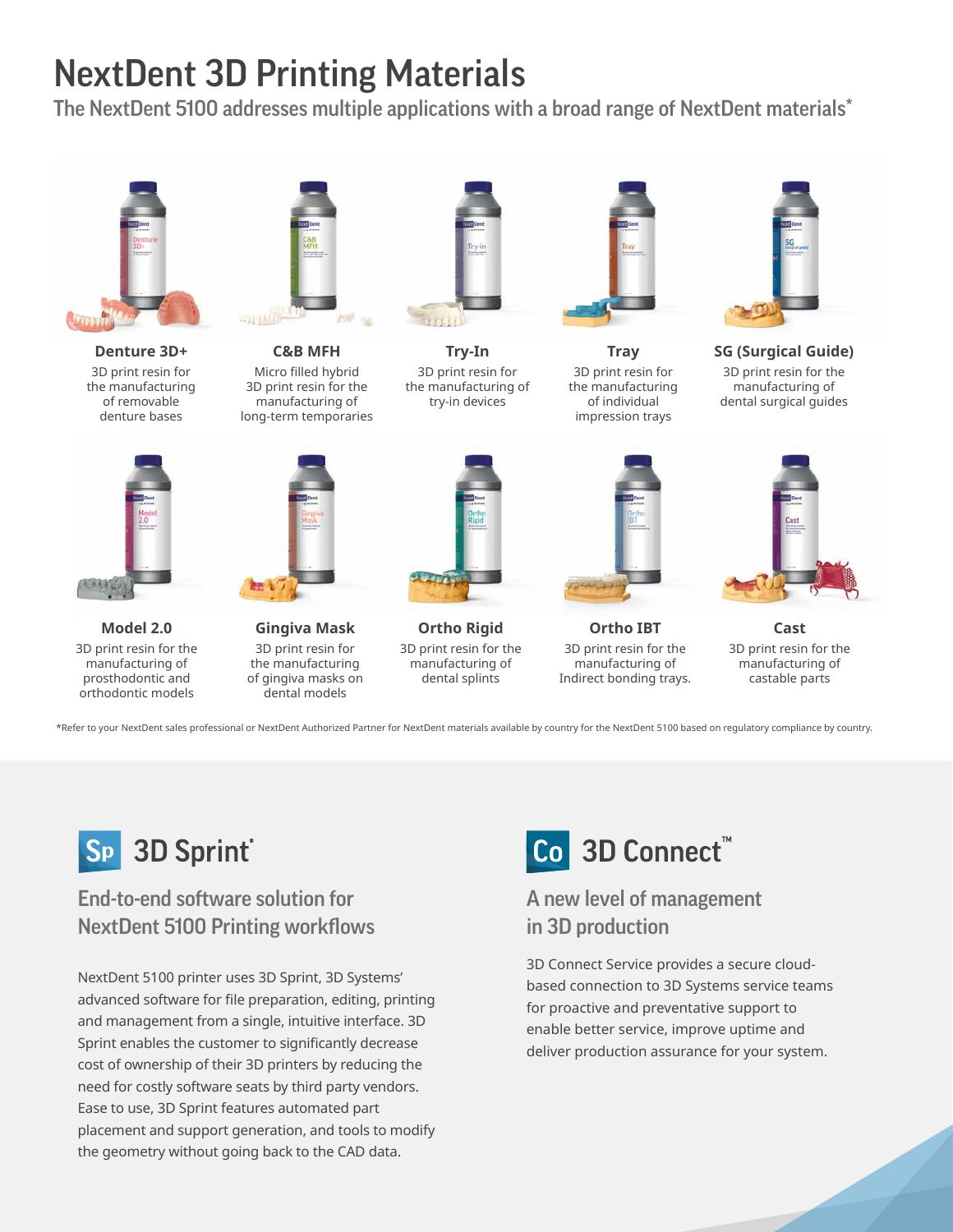# NextDent 3D Printing Materials

## The NextDent 5100 addresses multiple applications with a broad range of NextDent materials*

**Denture 3D+**
3D print resin for the manufacturing of removable denture bases

**C&B MFH**
Micro filled hybrid 3D print resin for the manufacturing of long-term temporaries

**Try-In**
3D print resin for the manufacturing of try-in devices

**Tray**
3D print resin for the manufacturing of individual impression trays

**SG (Surgical Guide)**
3D print resin for the manufacturing of dental surgical guides

**Model 2.0**
3D print resin for the manufacturing of prosthodontic and orthodontic models

**Gingiva Mask**
3D print resin for the manufacturing of gingiva masks on dental models

**Ortho Rigid**
3D print resin for the manufacturing of dental splints

**Ortho IBT**
3D print resin for the manufacturing of Indirect bonding trays.

**Cast**
3D print resin for the manufacturing of castable parts

*Refer to your NextDent sales professional or NextDent Authorized Partner for NextDent materials available by country for the NextDent 5100 based on regulatory compliance by country.

## Sp 3D Sprint®

### End-to-end software solution for NextDent 5100 Printing workflows

NextDent 5100 printer uses 3D Sprint, 3D Systems' advanced software for file preparation, editing, printing and management from a single, intuitive interface. 3D Sprint enables the customer to significantly decrease cost of ownership of their 3D printers by reducing the need for costly software seats by third party vendors. Ease to use, 3D Sprint features automated part placement and support generation, and tools to modify the geometry without going back to the CAD data.

## Co 3D Connect™

### A new level of management in 3D production

3D Connect Service provides a secure cloud-based connection to 3D Systems service teams for proactive and preventative support to enable better service, improve uptime and deliver production assurance for your system.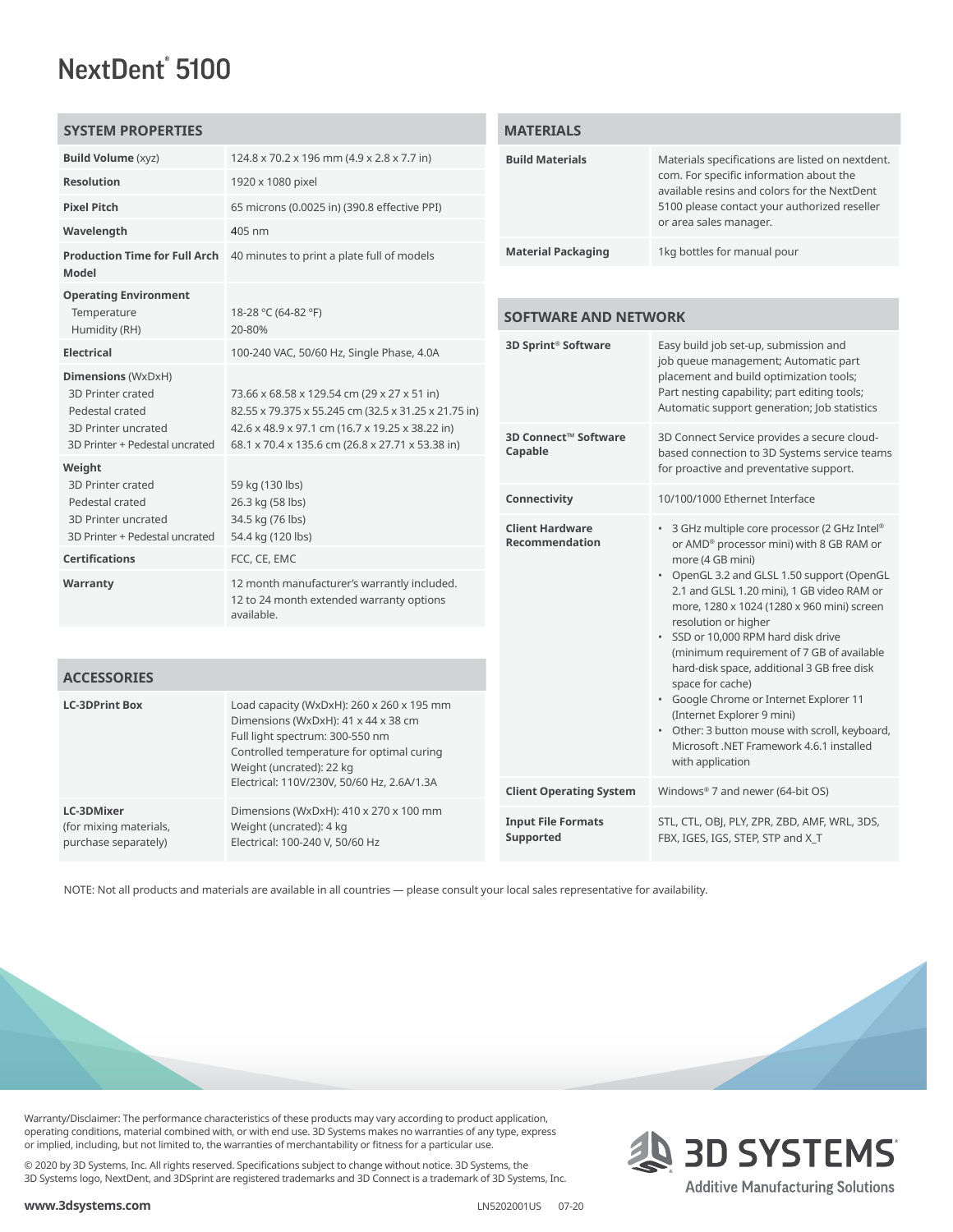# NextDent® 5100

## SYSTEM PROPERTIES

| | |
|---|---|
| **Build Volume** (xyz) | 124.8 x 70.2 x 196 mm (4.9 x 2.8 x 7.7 in) |
| **Resolution** | 1920 x 1080 pixel |
| **Pixel Pitch** | 65 microns (0.0025 in) (390.8 effective PPI) |
| **Wavelength** | 405 nm |
| **Production Time for Full Arch Model** | 40 minutes to print a plate full of models |
| **Operating Environment** | |
| Temperature | 18-28 °C (64-82 °F) |
| Humidity (RH) | 20-80% |
| **Electrical** | 100-240 VAC, 50/60 Hz, Single Phase, 4.0A |
| **Dimensions** (WxDxH) | |
| 3D Printer crated | 73.66 x 68.58 x 129.54 cm (29 x 27 x 51 in) |
| Pedestal crated | 82.55 x 79.375 x 55.245 cm (32.5 x 31.25 x 21.75 in) |
| 3D Printer uncrated | 42.6 x 48.9 x 97.1 cm (16.7 x 19.25 x 38.22 in) |
| 3D Printer + Pedestal uncrated | 68.1 x 70.4 x 135.6 cm (26.8 x 27.71 x 53.38 in) |
| **Weight** | |
| 3D Printer crated | 59 kg (130 lbs) |
| Pedestal crated | 26.3 kg (58 lbs) |
| 3D Printer uncrated | 34.5 kg (76 lbs) |
| 3D Printer + Pedestal uncrated | 54.4 kg (120 lbs) |
| **Certifications** | FCC, CE, EMC |
| **Warranty** | 12 month manufacturer's warranty included. 12 to 24 month extended warranty options available. |

## ACCESSORIES

| | |
|---|---|
| **LC-3DPrint Box** | Load capacity (WxDxH): 260 x 260 x 195 mm<br>Dimensions (WxDxH): 41 x 44 x 38 cm<br>Full light spectrum: 300-550 nm<br>Controlled temperature for optimal curing<br>Weight (uncrated): 22 kg<br>Electrical: 110V/230V, 50/60 Hz, 2.6A/1.3A |
| **LC-3DMixer** (for mixing materials, purchase separately) | Dimensions (WxDxH): 410 x 270 x 100 mm<br>Weight (uncrated): 4 kg<br>Electrical: 100-240 V, 50/60 Hz |

## MATERIALS

| | |
|---|---|
| **Build Materials** | Materials specifications are listed on nextdent.com. For specific information about the available resins and colors for the NextDent 5100 please contact your authorized reseller or area sales manager. |
| **Material Packaging** | 1kg bottles for manual pour |

## SOFTWARE AND NETWORK

| | |
|---|---|
| **3D Sprint® Software** | Easy build job set-up, submission and job queue management; Automatic part placement and build optimization tools; Part nesting capability; part editing tools; Automatic support generation; Job statistics |
| **3D Connect™ Software Capable** | 3D Connect Service provides a secure cloud-based connection to 3D Systems service teams for proactive and preventative support. |
| **Connectivity** | 10/100/1000 Ethernet Interface |
| **Client Hardware Recommendation** | • 3 GHz multiple core processor (2 GHz Intel® or AMD® processor mini) with 8 GB RAM or more (4 GB mini)<br>• OpenGL 3.2 and GLSL 1.50 support (OpenGL 2.1 and GLSL 1.20 mini), 1 GB video RAM or more, 1280 x 1024 (1280 x 960 mini) screen resolution or higher<br>• SSD or 10,000 RPM hard disk drive (minimum requirement of 7 GB of available hard-disk space, additional 3 GB free disk space for cache)<br>• Google Chrome or Internet Explorer 11 (Internet Explorer 9 mini)<br>• Other: 3 button mouse with scroll, keyboard, Microsoft .NET Framework 4.6.1 installed with application |
| **Client Operating System** | Windows® 7 and newer (64-bit OS) |
| **Input File Formats Supported** | STL, CTL, OBJ, PLY, ZPR, ZBD, AMF, WRL, 3DS, FBX, IGES, IGS, STEP, STP and X_T |

NOTE: Not all products and materials are available in all countries — please consult your local sales representative for availability.

Warranty/Disclaimer: The performance characteristics of these products may vary according to product application, operating conditions, material combined with, or with end use. 3D Systems makes no warranties of any type, express or implied, including, but not limited to, the warranties of merchantability or fitness for a particular use.

© 2020 by 3D Systems, Inc. All rights reserved. Specifications subject to change without notice. 3D Systems, the 3D Systems logo, NextDent, and 3DSprint are registered trademarks and 3D Connect is a trademark of 3D Systems, Inc.

3D SYSTEMS
Additive Manufacturing Solutions

**www.3dsystems.com**

LN5202001US 07-20